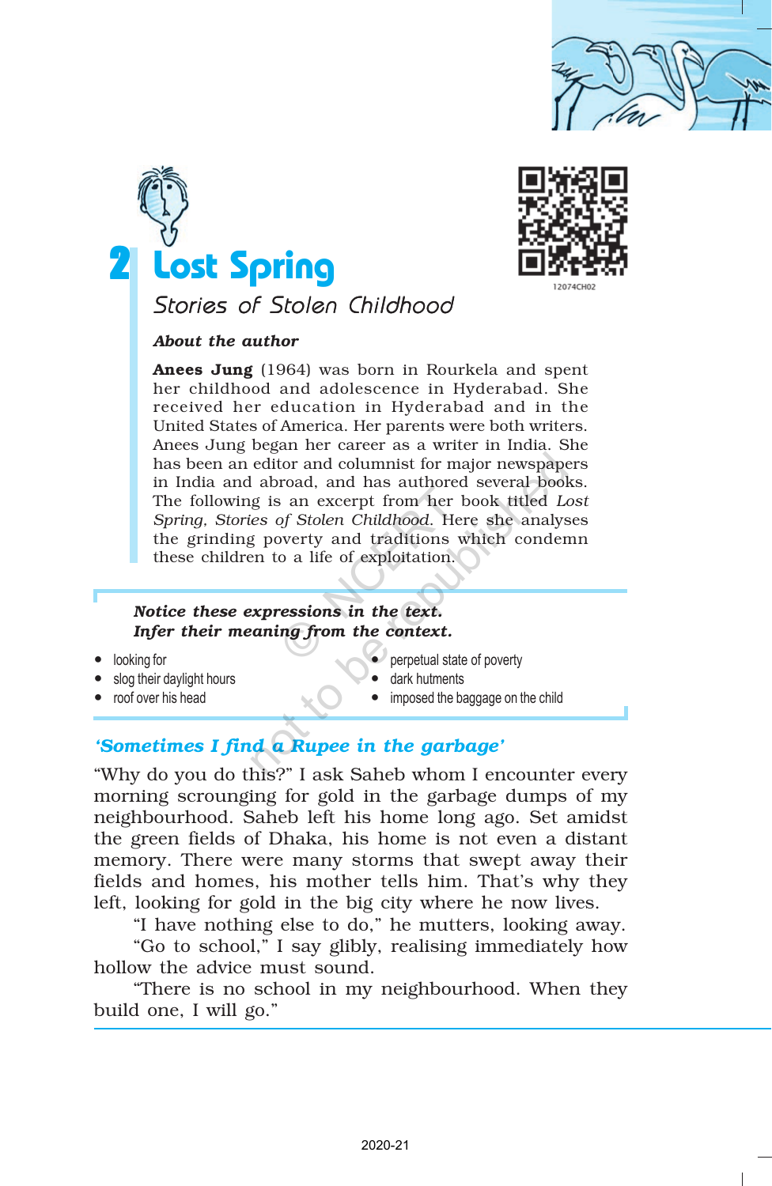# 2 Lost Spring

## Stories of Stolen Childhood

***About the author***

**Anees Jung** (1964) was born in Rourkela and spent her childhood and adolescence in Hyderabad. She received her education in Hyderabad and in the United States of America. Her parents were both writers. Anees Jung began her career as a writer in India. She has been an editor and columnist for major newspapers in India and abroad, and has authored several books. The following is an excerpt from her book titled *Lost Spring, Stories of Stolen Childhood*. Here she analyses the grinding poverty and traditions which condemn these children to a life of exploitation.

***Notice these expressions in the text.***
***Infer their meaning from the context.***

- looking for
- slog their daylight hours
- roof over his head
- perpetual state of poverty
- dark hutments
- imposed the baggage on the child

### *'Sometimes I find a Rupee in the garbage'*

"Why do you do this?" I ask Saheb whom I encounter every morning scrounging for gold in the garbage dumps of my neighbourhood. Saheb left his home long ago. Set amidst the green fields of Dhaka, his home is not even a distant memory. There were many storms that swept away their fields and homes, his mother tells him. That's why they left, looking for gold in the big city where he now lives.

"I have nothing else to do," he mutters, looking away.

"Go to school," I say glibly, realising immediately how hollow the advice must sound.

"There is no school in my neighbourhood. When they build one, I will go."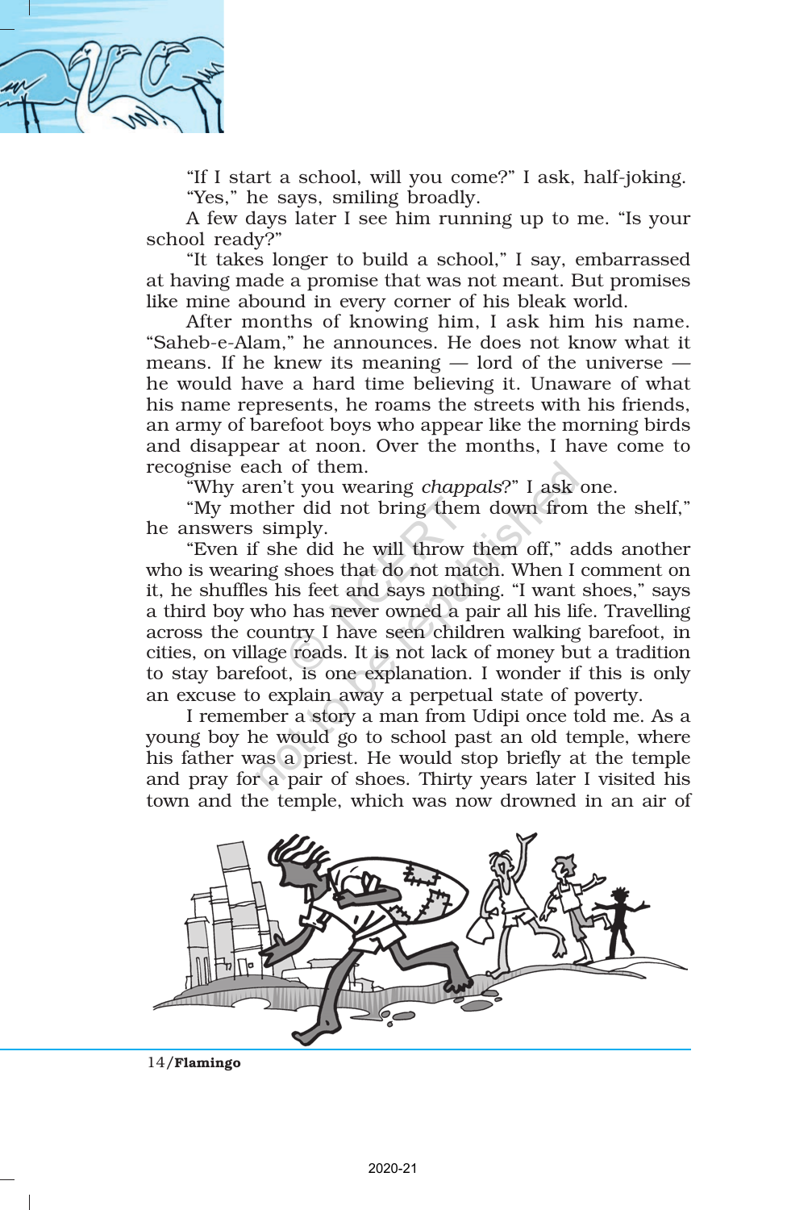"If I start a school, will you come?" I ask, half-joking.

"Yes," he says, smiling broadly.

A few days later I see him running up to me. "Is your school ready?"

"It takes longer to build a school," I say, embarrassed at having made a promise that was not meant. But promises like mine abound in every corner of his bleak world.

After months of knowing him, I ask him his name. "Saheb-e-Alam," he announces. He does not know what it means. If he knew its meaning — lord of the universe — he would have a hard time believing it. Unaware of what his name represents, he roams the streets with his friends, an army of barefoot boys who appear like the morning birds and disappear at noon. Over the months, I have come to recognise each of them.

"Why aren't you wearing *chappals*?" I ask one.

"My mother did not bring them down from the shelf," he answers simply.

"Even if she did he will throw them off," adds another who is wearing shoes that do not match. When I comment on it, he shuffles his feet and says nothing. "I want shoes," says a third boy who has never owned a pair all his life. Travelling across the country I have seen children walking barefoot, in cities, on village roads. It is not lack of money but a tradition to stay barefoot, is one explanation. I wonder if this is only an excuse to explain away a perpetual state of poverty.

I remember a story a man from Udipi once told me. As a young boy he would go to school past an old temple, where his father was a priest. He would stop briefly at the temple and pray for a pair of shoes. Thirty years later I visited his town and the temple, which was now drowned in an air of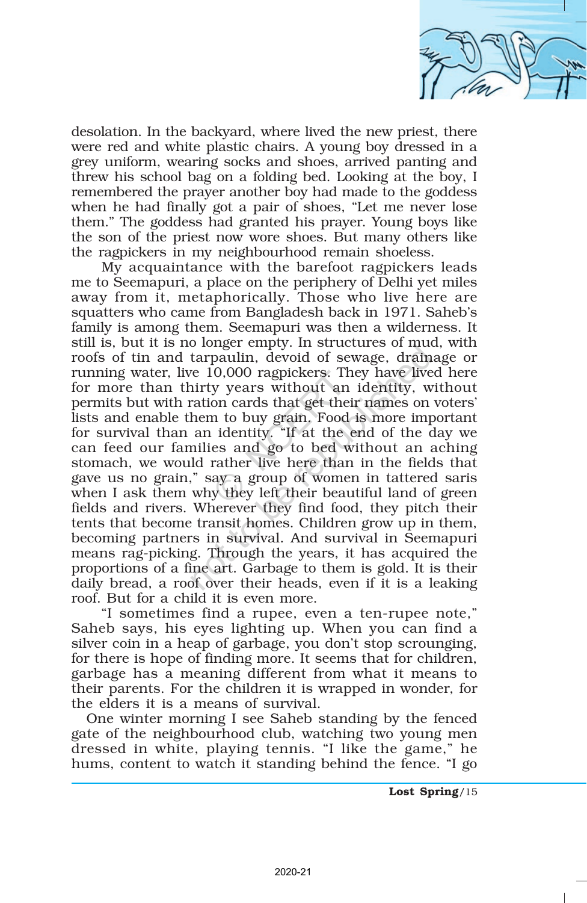desolation. In the backyard, where lived the new priest, there were red and white plastic chairs. A young boy dressed in a grey uniform, wearing socks and shoes, arrived panting and threw his school bag on a folding bed. Looking at the boy, I remembered the prayer another boy had made to the goddess when he had finally got a pair of shoes, "Let me never lose them." The goddess had granted his prayer. Young boys like the son of the priest now wore shoes. But many others like the ragpickers in my neighbourhood remain shoeless.

My acquaintance with the barefoot ragpickers leads me to Seemapuri, a place on the periphery of Delhi yet miles away from it, metaphorically. Those who live here are squatters who came from Bangladesh back in 1971. Saheb's family is among them. Seemapuri was then a wilderness. It still is, but it is no longer empty. In structures of mud, with roofs of tin and tarpaulin, devoid of sewage, drainage or running water, live 10,000 ragpickers. They have lived here for more than thirty years without an identity, without permits but with ration cards that get their names on voters' lists and enable them to buy grain. Food is more important for survival than an identity. "If at the end of the day we can feed our families and go to bed without an aching stomach, we would rather live here than in the fields that gave us no grain," say a group of women in tattered saris when I ask them why they left their beautiful land of green fields and rivers. Wherever they find food, they pitch their tents that become transit homes. Children grow up in them, becoming partners in survival. And survival in Seemapuri means rag-picking. Through the years, it has acquired the proportions of a fine art. Garbage to them is gold. It is their daily bread, a roof over their heads, even if it is a leaking roof. But for a child it is even more.

"I sometimes find a rupee, even a ten-rupee note," Saheb says, his eyes lighting up. When you can find a silver coin in a heap of garbage, you don't stop scrounging, for there is hope of finding more. It seems that for children, garbage has a meaning different from what it means to their parents. For the children it is wrapped in wonder, for the elders it is a means of survival.

One winter morning I see Saheb standing by the fenced gate of the neighbourhood club, watching two young men dressed in white, playing tennis. "I like the game," he hums, content to watch it standing behind the fence. "I go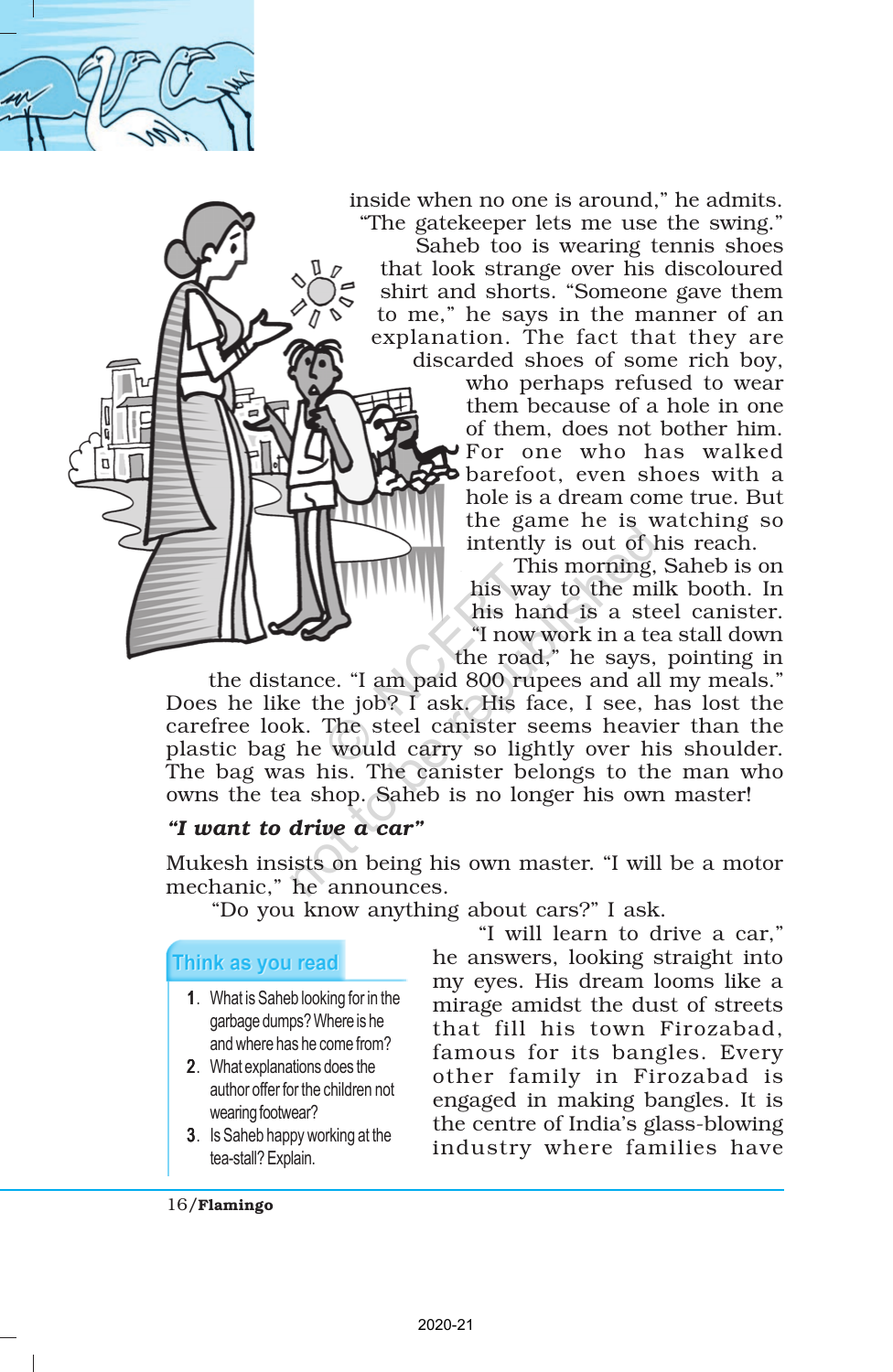inside when no one is around," he admits. "The gatekeeper lets me use the swing."

Saheb too is wearing tennis shoes that look strange over his discoloured shirt and shorts. "Someone gave them to me," he says in the manner of an explanation. The fact that they are discarded shoes of some rich boy, who perhaps refused to wear them because of a hole in one of them, does not bother him. For one who has walked barefoot, even shoes with a hole is a dream come true. But the game he is watching so intently is out of his reach.

This morning, Saheb is on his way to the milk booth. In his hand is a steel canister. "I now work in a tea stall down the road," he says, pointing in the distance. "I am paid 800 rupees and all my meals." Does he like the job? I ask. His face, I see, has lost the carefree look. The steel canister seems heavier than the plastic bag he would carry so lightly over his shoulder. The bag was his. The canister belongs to the man who owns the tea shop. Saheb is no longer his own master!

### *"I want to drive a car"*

Mukesh insists on being his own master. "I will be a motor mechanic," he announces.

"Do you know anything about cars?" I ask.

"I will learn to drive a car," he answers, looking straight into my eyes. His dream looms like a mirage amidst the dust of streets that fill his town Firozabad, famous for its bangles. Every other family in Firozabad is engaged in making bangles. It is the centre of India's glass-blowing industry where families have

**Think as you read**

1. What is Saheb looking for in the garbage dumps? Where is he and where has he come from?
2. What explanations does the author offer for the children not wearing footwear?
3. Is Saheb happy working at the tea-stall? Explain.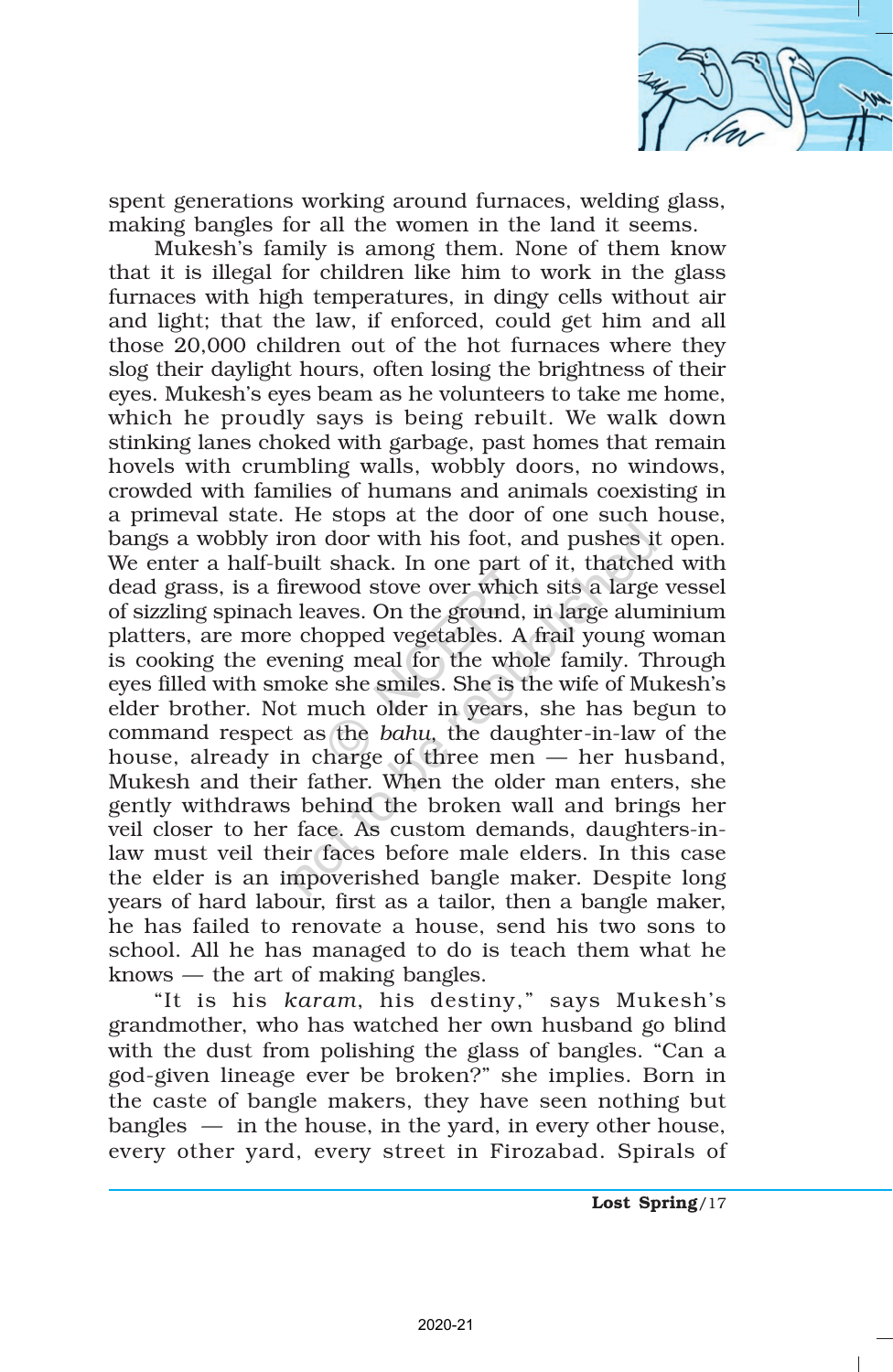spent generations working around furnaces, welding glass, making bangles for all the women in the land it seems.

Mukesh's family is among them. None of them know that it is illegal for children like him to work in the glass furnaces with high temperatures, in dingy cells without air and light; that the law, if enforced, could get him and all those 20,000 children out of the hot furnaces where they slog their daylight hours, often losing the brightness of their eyes. Mukesh's eyes beam as he volunteers to take me home, which he proudly says is being rebuilt. We walk down stinking lanes choked with garbage, past homes that remain hovels with crumbling walls, wobbly doors, no windows, crowded with families of humans and animals coexisting in a primeval state. He stops at the door of one such house, bangs a wobbly iron door with his foot, and pushes it open. We enter a half-built shack. In one part of it, thatched with dead grass, is a firewood stove over which sits a large vessel of sizzling spinach leaves. On the ground, in large aluminium platters, are more chopped vegetables. A frail young woman is cooking the evening meal for the whole family. Through eyes filled with smoke she smiles. She is the wife of Mukesh's elder brother. Not much older in years, she has begun to command respect as the *bahu*, the daughter-in-law of the house, already in charge of three men — her husband, Mukesh and their father. When the older man enters, she gently withdraws behind the broken wall and brings her veil closer to her face. As custom demands, daughters-in-law must veil their faces before male elders. In this case the elder is an impoverished bangle maker. Despite long years of hard labour, first as a tailor, then a bangle maker, he has failed to renovate a house, send his two sons to school. All he has managed to do is teach them what he knows — the art of making bangles.

"It is his *karam*, his destiny," says Mukesh's grandmother, who has watched her own husband go blind with the dust from polishing the glass of bangles. "Can a god-given lineage ever be broken?" she implies. Born in the caste of bangle makers, they have seen nothing but bangles — in the house, in the yard, in every other house, every other yard, every street in Firozabad. Spirals of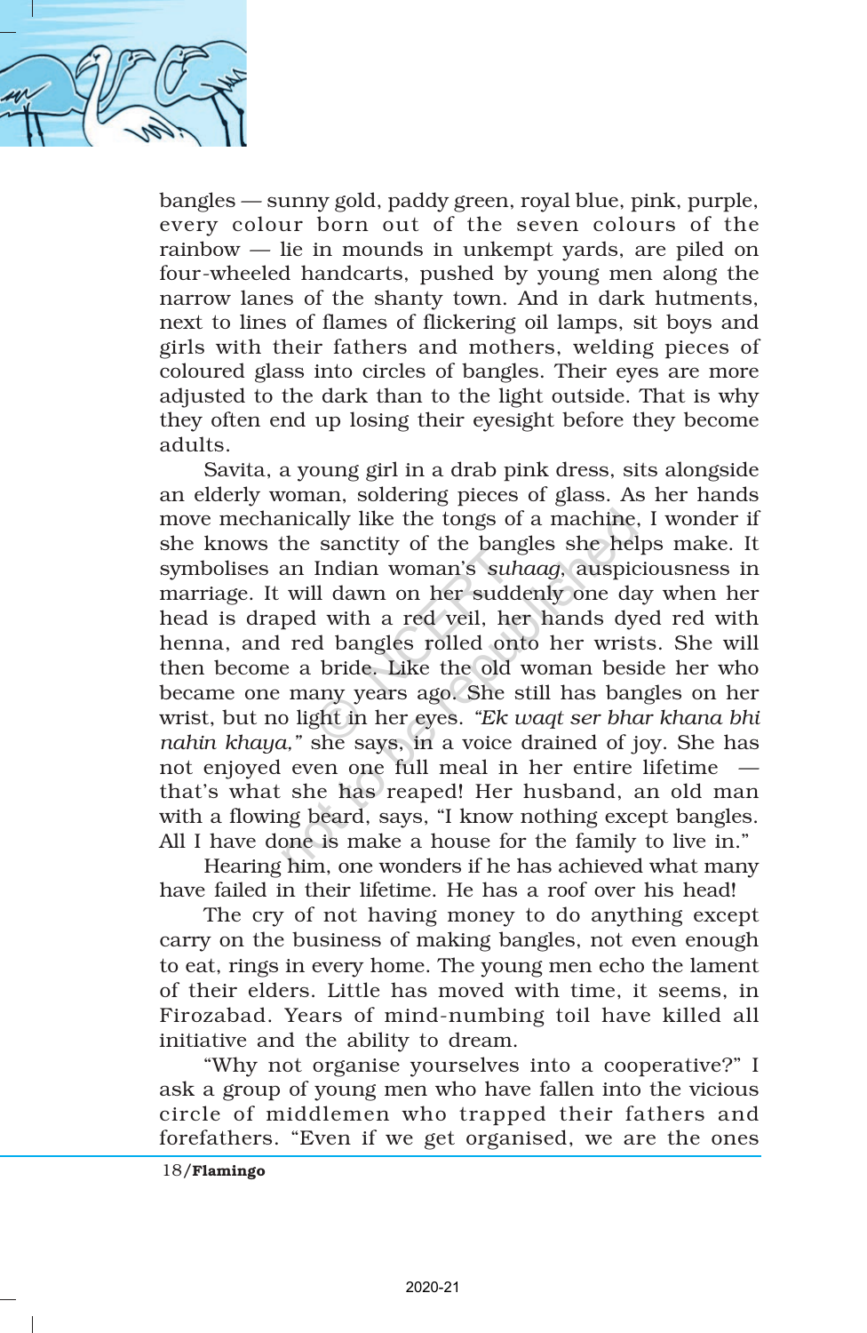bangles — sunny gold, paddy green, royal blue, pink, purple, every colour born out of the seven colours of the rainbow — lie in mounds in unkempt yards, are piled on four-wheeled handcarts, pushed by young men along the narrow lanes of the shanty town. And in dark hutments, next to lines of flames of flickering oil lamps, sit boys and girls with their fathers and mothers, welding pieces of coloured glass into circles of bangles. Their eyes are more adjusted to the dark than to the light outside. That is why they often end up losing their eyesight before they become adults.

Savita, a young girl in a drab pink dress, sits alongside an elderly woman, soldering pieces of glass. As her hands move mechanically like the tongs of a machine, I wonder if she knows the sanctity of the bangles she helps make. It symbolises an Indian woman's *suhaag*, auspiciousness in marriage. It will dawn on her suddenly one day when her head is draped with a red veil, her hands dyed red with henna, and red bangles rolled onto her wrists. She will then become a bride. Like the old woman beside her who became one many years ago. She still has bangles on her wrist, but no light in her eyes. *"Ek waqt ser bhar khana bhi nahin khaya,"* she says, in a voice drained of joy. She has not enjoyed even one full meal in her entire lifetime — that's what she has reaped! Her husband, an old man with a flowing beard, says, "I know nothing except bangles. All I have done is make a house for the family to live in."

Hearing him, one wonders if he has achieved what many have failed in their lifetime. He has a roof over his head!

The cry of not having money to do anything except carry on the business of making bangles, not even enough to eat, rings in every home. The young men echo the lament of their elders. Little has moved with time, it seems, in Firozabad. Years of mind-numbing toil have killed all initiative and the ability to dream.

"Why not organise yourselves into a cooperative?" I ask a group of young men who have fallen into the vicious circle of middlemen who trapped their fathers and forefathers. "Even if we get organised, we are the ones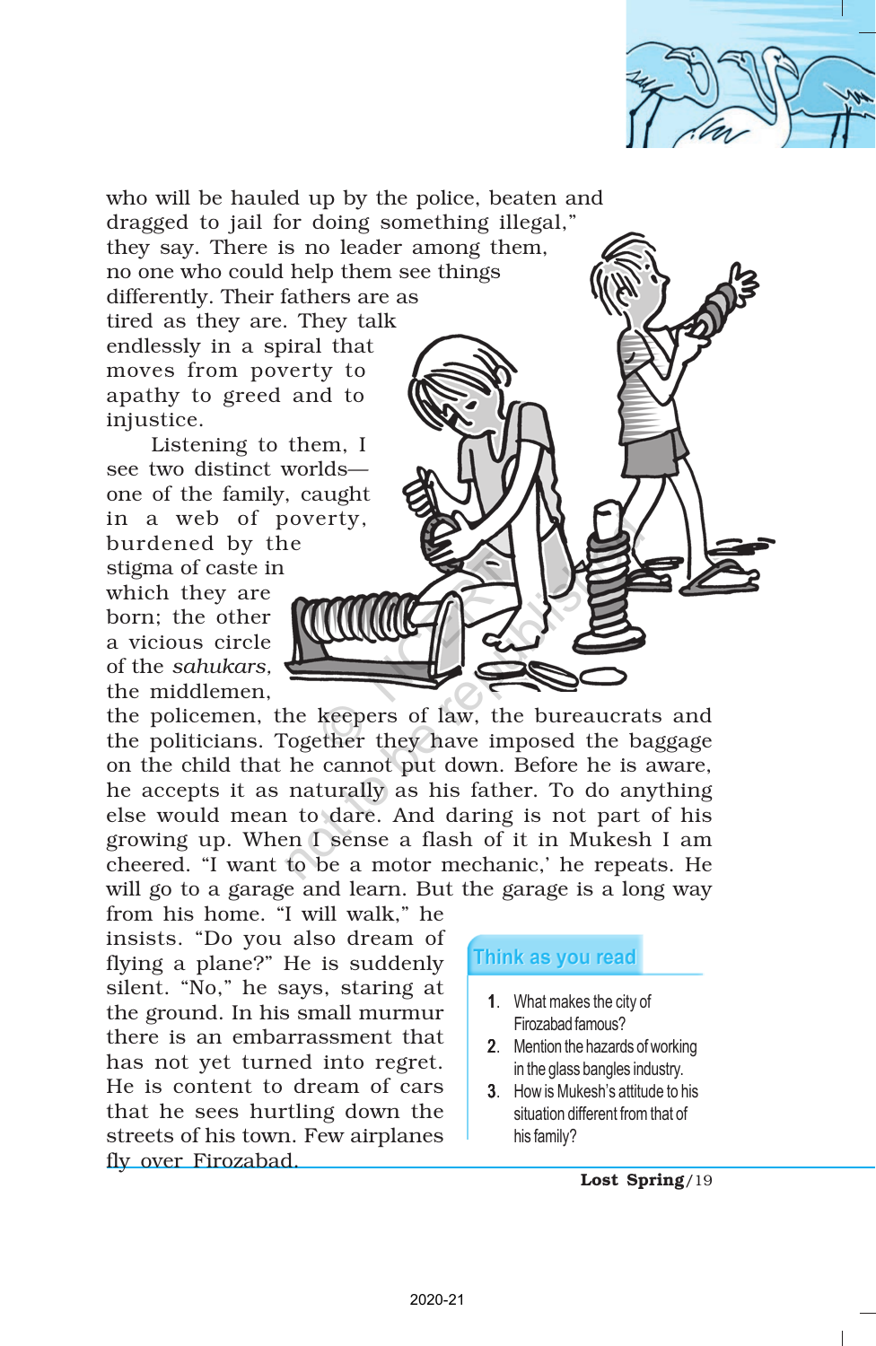who will be hauled up by the police, beaten and dragged to jail for doing something illegal," they say. There is no leader among them, no one who could help them see things differently. Their fathers are as tired as they are. They talk endlessly in a spiral that moves from poverty to apathy to greed and to injustice.

Listening to them, I see two distinct worlds— one of the family, caught in a web of poverty, burdened by the stigma of caste in which they are born; the other a vicious circle of the *sahukars*, the middlemen, the policemen, the keepers of law, the bureaucrats and the politicians. Together they have imposed the baggage on the child that he cannot put down. Before he is aware, he accepts it as naturally as his father. To do anything else would mean to dare. And daring is not part of his growing up. When I sense a flash of it in Mukesh I am cheered. "I want to be a motor mechanic,' he repeats. He will go to a garage and learn. But the garage is a long way from his home. "I will walk," he insists. "Do you also dream of flying a plane?" He is suddenly silent. "No," he says, staring at the ground. In his small murmur there is an embarrassment that has not yet turned into regret. He is content to dream of cars that he sees hurtling down the streets of his town. Few airplanes fly over Firozabad.

**Think as you read**

1. What makes the city of Firozabad famous?
2. Mention the hazards of working in the glass bangles industry.
3. How is Mukesh's attitude to his situation different from that of his family?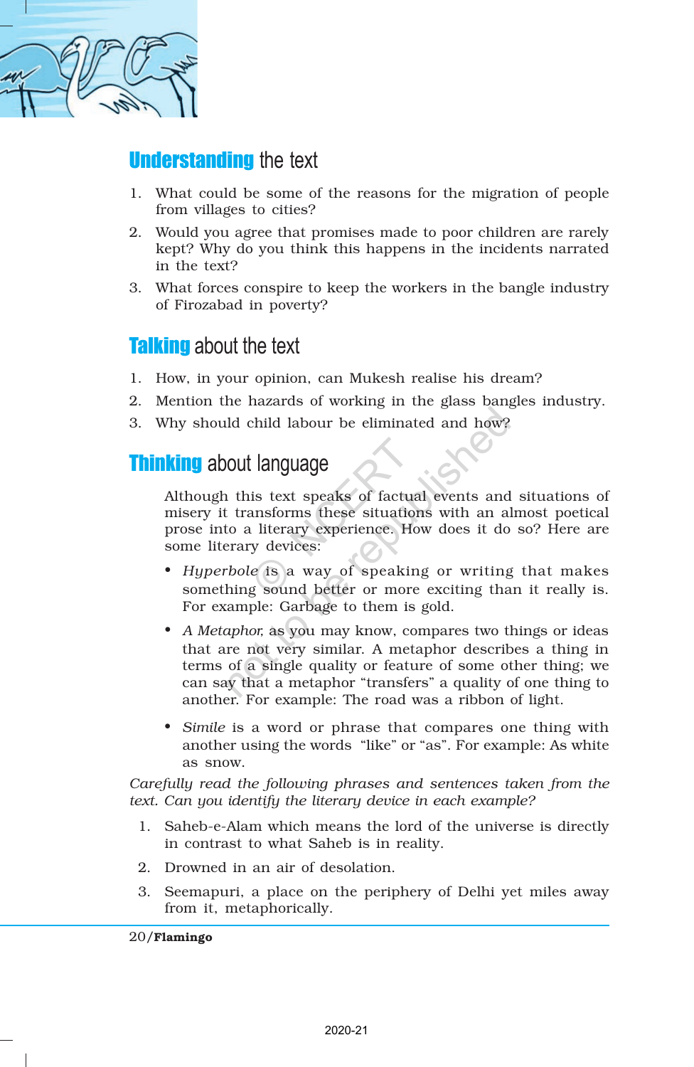## Understanding the text

1. What could be some of the reasons for the migration of people from villages to cities?
2. Would you agree that promises made to poor children are rarely kept? Why do you think this happens in the incidents narrated in the text?
3. What forces conspire to keep the workers in the bangle industry of Firozabad in poverty?

## Talking about the text

1. How, in your opinion, can Mukesh realise his dream?
2. Mention the hazards of working in the glass bangles industry.
3. Why should child labour be eliminated and how?

## Thinking about language

Although this text speaks of factual events and situations of misery it transforms these situations with an almost poetical prose into a literary experience. How does it do so? Here are some literary devices:

- *Hyperbole* is a way of speaking or writing that makes something sound better or more exciting than it really is. For example: Garbage to them is gold.
- *A Metaphor*, as you may know, compares two things or ideas that are not very similar. A metaphor describes a thing in terms of a single quality or feature of some other thing; we can say that a metaphor "transfers" a quality of one thing to another. For example: The road was a ribbon of light.
- *Simile* is a word or phrase that compares one thing with another using the words "like" or "as". For example: As white as snow.

*Carefully read the following phrases and sentences taken from the text. Can you identify the literary device in each example?*

1. Saheb-e-Alam which means the lord of the universe is directly in contrast to what Saheb is in reality.
2. Drowned in an air of desolation.
3. Seemapuri, a place on the periphery of Delhi yet miles away from it, metaphorically.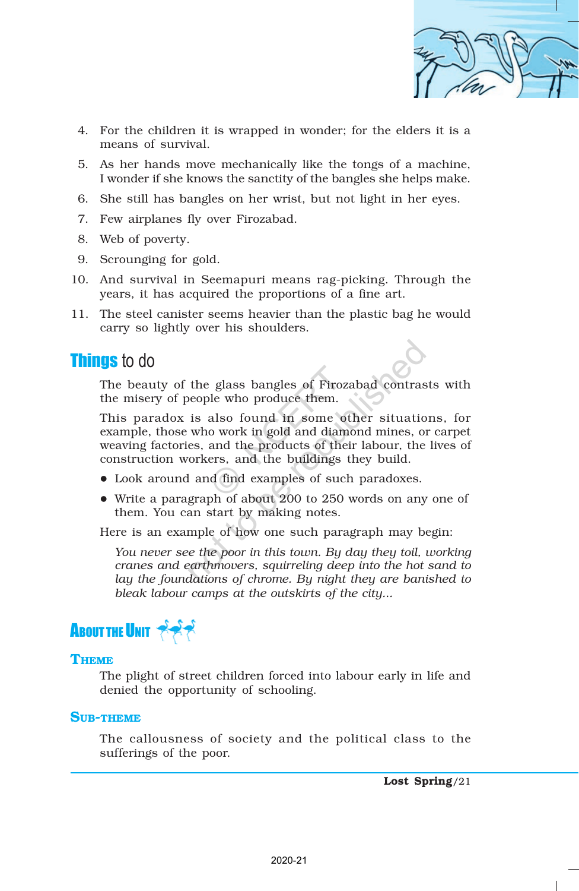4. For the children it is wrapped in wonder; for the elders it is a means of survival.
5. As her hands move mechanically like the tongs of a machine, I wonder if she knows the sanctity of the bangles she helps make.
6. She still has bangles on her wrist, but not light in her eyes.
7. Few airplanes fly over Firozabad.
8. Web of poverty.
9. Scrounging for gold.
10. And survival in Seemapuri means rag-picking. Through the years, it has acquired the proportions of a fine art.
11. The steel canister seems heavier than the plastic bag he would carry so lightly over his shoulders.

## Things to do

The beauty of the glass bangles of Firozabad contrasts with the misery of people who produce them.

This paradox is also found in some other situations, for example, those who work in gold and diamond mines, or carpet weaving factories, and the products of their labour, the lives of construction workers, and the buildings they build.

- Look around and find examples of such paradoxes.
- Write a paragraph of about 200 to 250 words on any one of them. You can start by making notes.

Here is an example of how one such paragraph may begin:

*You never see the poor in this town. By day they toil, working cranes and earthmovers, squirreling deep into the hot sand to lay the foundations of chrome. By night they are banished to bleak labour camps at the outskirts of the city...*

## About the Unit

### Theme

The plight of street children forced into labour early in life and denied the opportunity of schooling.

### Sub-theme

The callousness of society and the political class to the sufferings of the poor.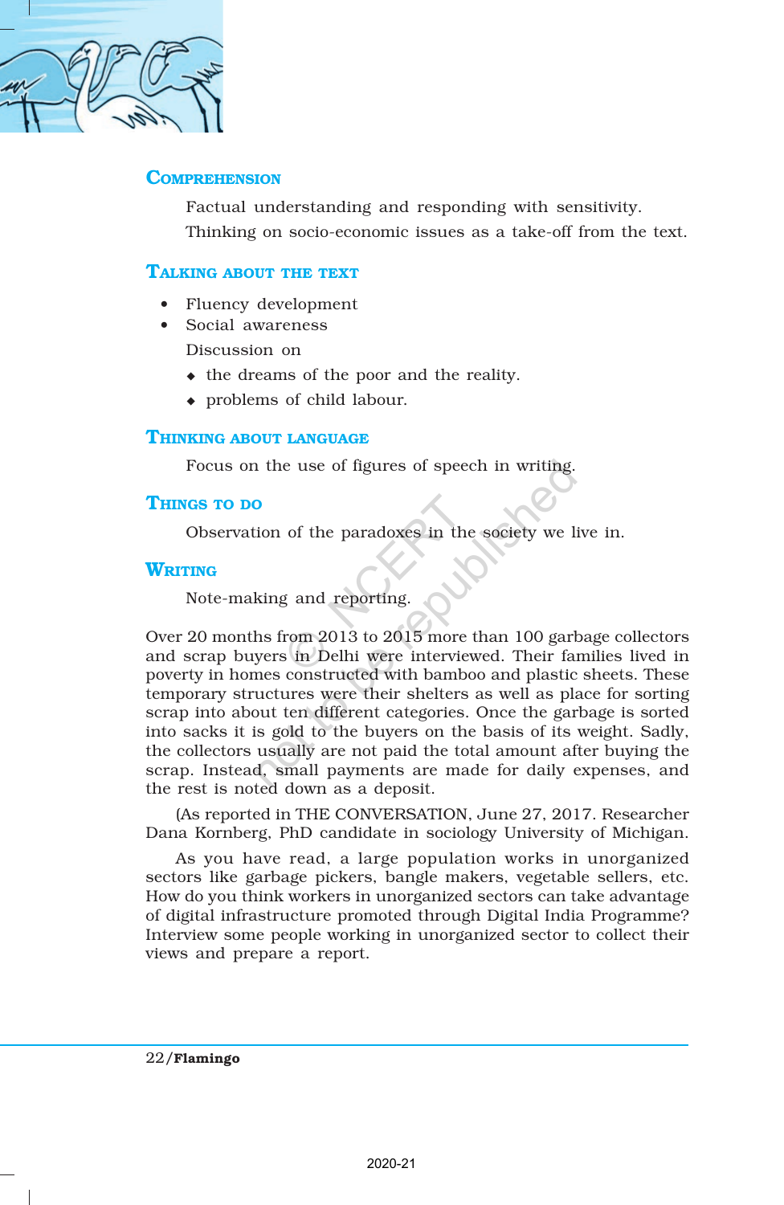## Comprehension

Factual understanding and responding with sensitivity.

Thinking on socio-economic issues as a take-off from the text.

## Talking about the text

- Fluency development
- Social awareness

  Discussion on

  - the dreams of the poor and the reality.
  - problems of child labour.

## Thinking about language

Focus on the use of figures of speech in writing.

## Things to do

Observation of the paradoxes in the society we live in.

## Writing

Note-making and reporting.

Over 20 months from 2013 to 2015 more than 100 garbage collectors and scrap buyers in Delhi were interviewed. Their families lived in poverty in homes constructed with bamboo and plastic sheets. These temporary structures were their shelters as well as place for sorting scrap into about ten different categories. Once the garbage is sorted into sacks it is gold to the buyers on the basis of its weight. Sadly, the collectors usually are not paid the total amount after buying the scrap. Instead, small payments are made for daily expenses, and the rest is noted down as a deposit.

(As reported in THE CONVERSATION, June 27, 2017. Researcher Dana Kornberg, PhD candidate in sociology University of Michigan.

As you have read, a large population works in unorganized sectors like garbage pickers, bangle makers, vegetable sellers, etc. How do you think workers in unorganized sectors can take advantage of digital infrastructure promoted through Digital India Programme? Interview some people working in unorganized sector to collect their views and prepare a report.